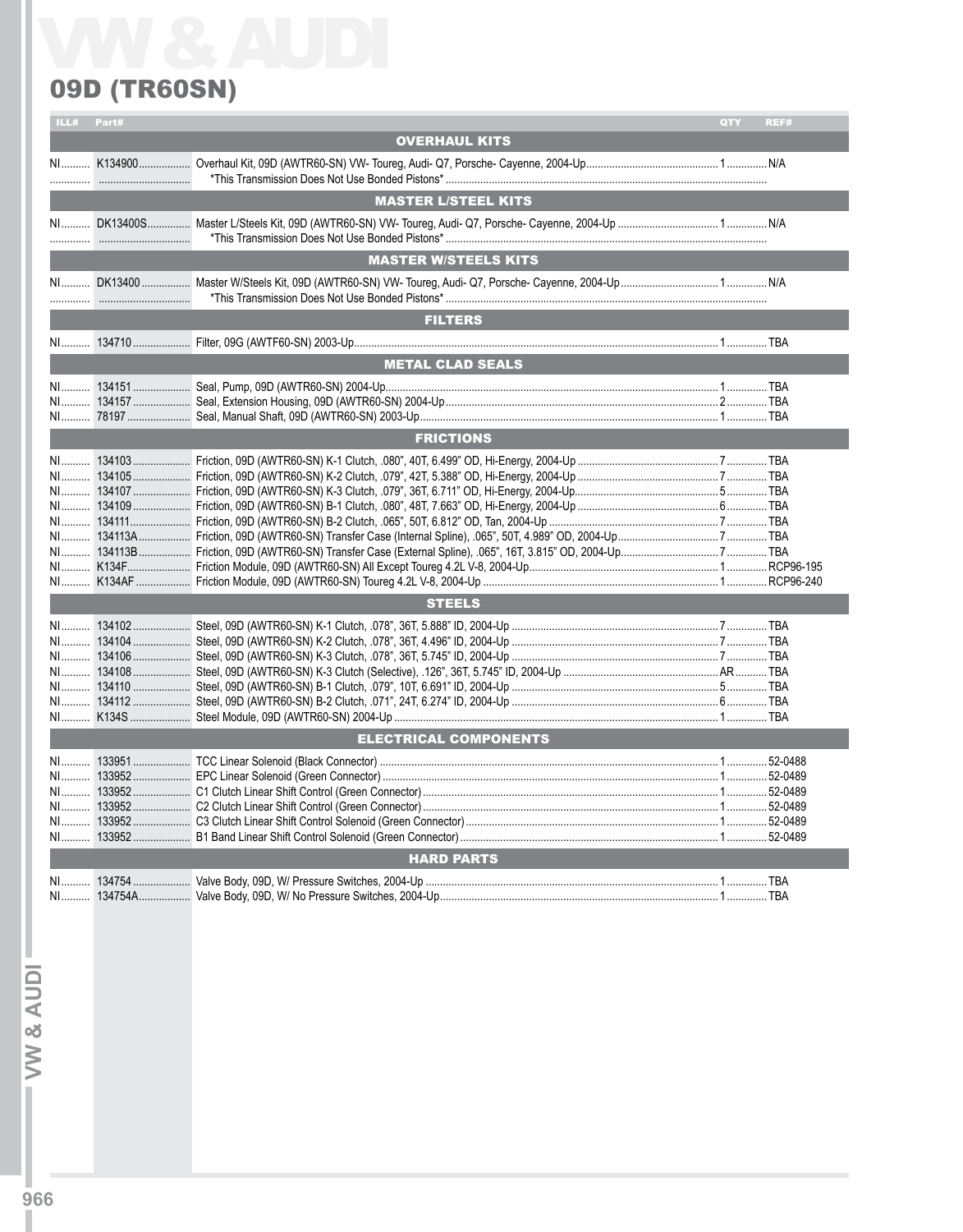# VW & AUDI

## 09D (TR60SN)

| ILL# | Part# | | QTY | REF# |
|---|---|---|---|---|
| | | **OVERHAUL KITS** | | |
| NI | K134900 | Overhaul Kit, 09D (AWTR60-SN) VW- Toureg, Audi- Q7, Porsche- Cayenne, 2004-Up | 1 | N/A |
| | | *This Transmission Does Not Use Bonded Pistons* | | |
| | | **MASTER L/STEEL KITS** | | |
| NI | DK13400S | Master L/Steels Kit, 09D (AWTR60-SN) VW- Toureg, Audi- Q7, Porsche- Cayenne, 2004-Up | 1 | N/A |
| | | *This Transmission Does Not Use Bonded Pistons* | | |
| | | **MASTER W/STEELS KITS** | | |
| NI | DK13400 | Master W/Steels Kit, 09D (AWTR60-SN) VW- Toureg, Audi- Q7, Porsche- Cayenne, 2004-Up | 1 | N/A |
| | | *This Transmission Does Not Use Bonded Pistons* | | |
| | | **FILTERS** | | |
| NI | 134710 | Filter, 09G (AWTF60-SN) 2003-Up | 1 | TBA |
| | | **METAL CLAD SEALS** | | |
| NI | 134151 | Seal, Pump, 09D (AWTR60-SN) 2004-Up | 1 | TBA |
| NI | 134157 | Seal, Extension Housing, 09D (AWTR60-SN) 2004-Up | 2 | TBA |
| NI | 78197 | Seal, Manual Shaft, 09D (AWTR60-SN) 2003-Up | 1 | TBA |
| | | **FRICTIONS** | | |
| NI | 134103 | Friction, 09D (AWTR60-SN) K-1 Clutch, .080", 40T, 6.499" OD, Hi-Energy, 2004-Up | 7 | TBA |
| NI | 134105 | Friction, 09D (AWTR60-SN) K-2 Clutch, .079", 42T, 5.388" OD, Hi-Energy, 2004-Up | 7 | TBA |
| NI | 134107 | Friction, 09D (AWTR60-SN) K-3 Clutch, .079", 36T, 6.711" OD, Hi-Energy, 2004-Up | 5 | TBA |
| NI | 134109 | Friction, 09D (AWTR60-SN) B-1 Clutch, .080", 48T, 7.663" OD, Hi-Energy, 2004-Up | 6 | TBA |
| NI | 134111 | Friction, 09D (AWTR60-SN) B-2 Clutch, .065", 50T, 6.812" OD, Tan, 2004-Up | 7 | TBA |
| NI | 134113A | Friction, 09D (AWTR60-SN) Transfer Case (Internal Spline), .065", 50T, 4.989" OD, 2004-Up | 7 | TBA |
| NI | 134113B | Friction, 09D (AWTR60-SN) Transfer Case (External Spline), .065", 16T, 3.815" OD, 2004-Up | 7 | TBA |
| NI | K134F | Friction Module, 09D (AWTR60-SN) All Except Toureg 4.2L V-8, 2004-Up | 1 | RCP96-195 |
| NI | K134AF | Friction Module, 09D (AWTR60-SN) Toureg 4.2L V-8, 2004-Up | 1 | RCP96-240 |
| | | **STEELS** | | |
| NI | 134102 | Steel, 09D (AWTR60-SN) K-1 Clutch, .078", 36T, 5.888" ID, 2004-Up | 7 | TBA |
| NI | 134104 | Steel, 09D (AWTR60-SN) K-2 Clutch, .078", 36T, 4.496" ID, 2004-Up | 7 | TBA |
| NI | 134106 | Steel, 09D (AWTR60-SN) K-3 Clutch, .078", 36T, 5.745" ID, 2004-Up | 7 | TBA |
| NI | 134108 | Steel, 09D (AWTR60-SN) K-3 Clutch (Selective), .126", 36T, 5.745" ID, 2004-Up | AR | TBA |
| NI | 134110 | Steel, 09D (AWTR60-SN) B-1 Clutch, .079", 10T, 6.691" ID, 2004-Up | 5 | TBA |
| NI | 134112 | Steel, 09D (AWTR60-SN) B-2 Clutch, .071", 24T, 6.274" ID, 2004-Up | 6 | TBA |
| NI | K134S | Steel Module, 09D (AWTR60-SN) 2004-Up | 1 | TBA |
| | | **ELECTRICAL COMPONENTS** | | |
| NI | 133951 | TCC Linear Solenoid (Black Connector) | 1 | 52-0488 |
| NI | 133952 | EPC Linear Solenoid (Green Connector) | 1 | 52-0489 |
| NI | 133952 | C1 Clutch Linear Shift Control (Green Connector) | 1 | 52-0489 |
| NI | 133952 | C2 Clutch Linear Shift Control (Green Connector) | 1 | 52-0489 |
| NI | 133952 | C3 Clutch Linear Shift Control Solenoid (Green Connector) | 1 | 52-0489 |
| NI | 133952 | B1 Band Linear Shift Control Solenoid (Green Connector) | 1 | 52-0489 |
| | | **HARD PARTS** | | |
| NI | 134754 | Valve Body, 09D, W/ Pressure Switches, 2004-Up | 1 | TBA |
| NI | 134754A | Valve Body, 09D, W/ No Pressure Switches, 2004-Up | 1 | TBA |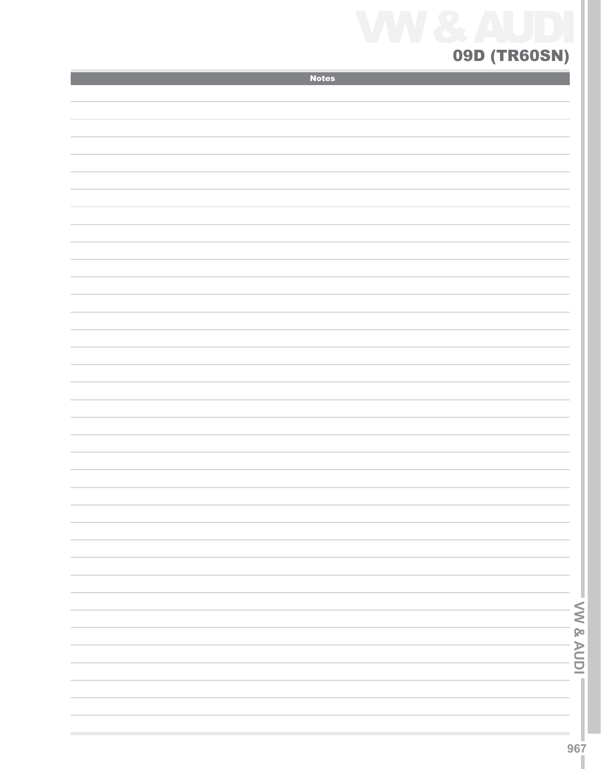## Notes